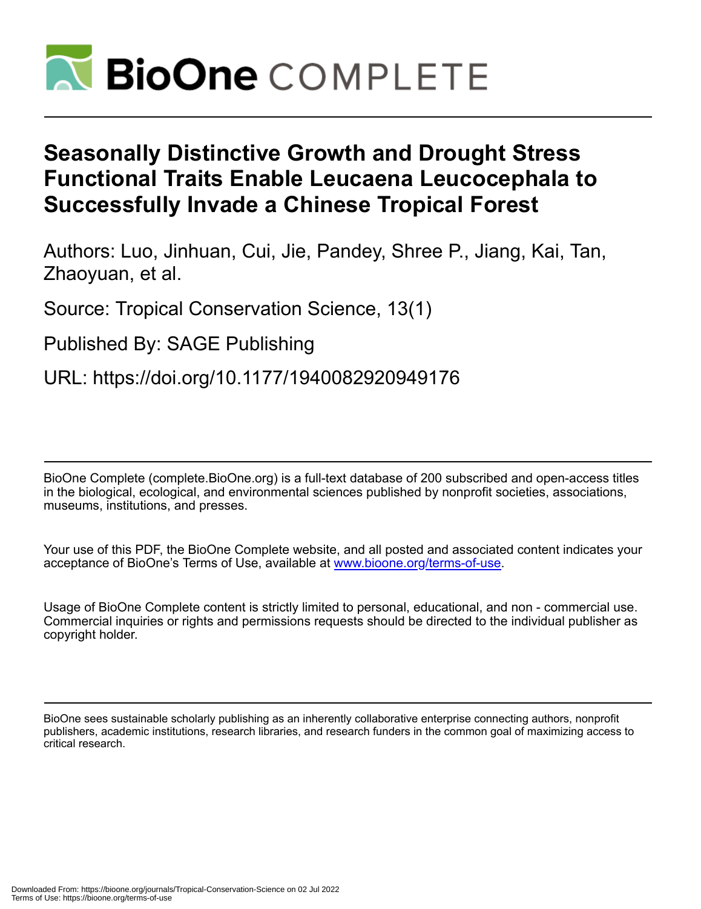# Seasonally Distinctive Growth and Drought Stress Functional Traits Enable Leucaena Leucocephala to Successfully Invade a Chinese Tropical Forest

Authors: Luo, Jinhuan, Cui, Jie, Pandey, Shree P., Jiang, Kai, Tan, Zhaoyuan, et al.

Source: Tropical Conservation Science, 13(1)

Published By: SAGE Publishing

URL: https://doi.org/10.1177/1940082920949176

---

BioOne Complete (complete.BioOne.org) is a full-text database of 200 subscribed and open-access titles in the biological, ecological, and environmental sciences published by nonprofit societies, associations, museums, institutions, and presses.

Your use of this PDF, the BioOne Complete website, and all posted and associated content indicates your acceptance of BioOne's Terms of Use, available at www.bioone.org/terms-of-use.

Usage of BioOne Complete content is strictly limited to personal, educational, and non - commercial use. Commercial inquiries or rights and permissions requests should be directed to the individual publisher as copyright holder.

---

BioOne sees sustainable scholarly publishing as an inherently collaborative enterprise connecting authors, nonprofit publishers, academic institutions, research libraries, and research funders in the common goal of maximizing access to critical research.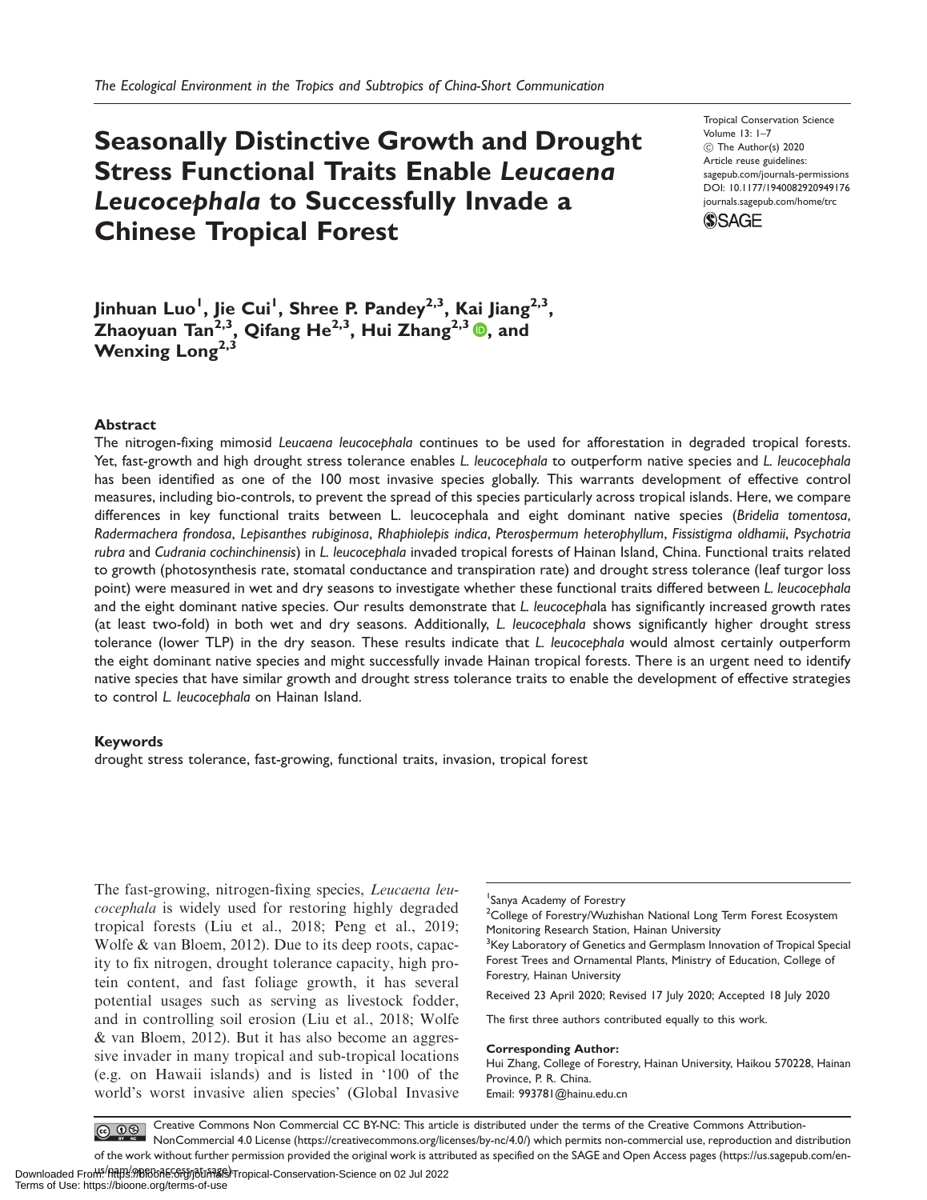# Seasonally Distinctive Growth and Drought Stress Functional Traits Enable *Leucaena Leucocephala* to Successfully Invade a Chinese Tropical Forest

Tropical Conservation Science
Volume 13: 1–7
© The Author(s) 2020
Article reuse guidelines:
sagepub.com/journals-permissions
DOI: 10.1177/1940082920949176
journals.sagepub.com/home/trc

**Jinhuan Luo[1], Jie Cui[1], Shree P. Pandey[2,3], Kai Jiang[2,3], Zhaoyuan Tan[2,3], Qifang He[2,3], Hui Zhang[2,3], and Wenxing Long[2,3]**

## Abstract

The nitrogen-fixing mimosid *Leucaena leucocephala* continues to be used for afforestation in degraded tropical forests. Yet, fast-growth and high drought stress tolerance enables *L. leucocephala* to outperform native species and *L. leucocephala* has been identified as one of the 100 most invasive species globally. This warrants development of effective control measures, including bio-controls, to prevent the spread of this species particularly across tropical islands. Here, we compare differences in key functional traits between L. leucocephala and eight dominant native species (*Bridelia tomentosa*, *Radermachera frondosa*, *Lepisanthes rubiginosa*, *Rhaphiolepis indica*, *Pterospermum heterophyllum*, *Fissistigma oldhamii*, *Psychotria rubra* and *Cudrania cochinchinensis*) in *L. leucocephala* invaded tropical forests of Hainan Island, China. Functional traits related to growth (photosynthesis rate, stomatal conductance and transpiration rate) and drought stress tolerance (leaf turgor loss point) were measured in wet and dry seasons to investigate whether these functional traits differed between *L. leucocephala* and the eight dominant native species. Our results demonstrate that *L. leucocephala* has significantly increased growth rates (at least two-fold) in both wet and dry seasons. Additionally, *L. leucocephala* shows significantly higher drought stress tolerance (lower TLP) in the dry season. These results indicate that *L. leucocephala* would almost certainly outperform the eight dominant native species and might successfully invade Hainan tropical forests. There is an urgent need to identify native species that have similar growth and drought stress tolerance traits to enable the development of effective strategies to control *L. leucocephala* on Hainan Island.

## Keywords

drought stress tolerance, fast-growing, functional traits, invasion, tropical forest

The fast-growing, nitrogen-fixing species, *Leucaena leucocephala* is widely used for restoring highly degraded tropical forests (Liu et al., 2018; Peng et al., 2019; Wolfe & van Bloem, 2012). Due to its deep roots, capacity to fix nitrogen, drought tolerance capacity, high protein content, and fast foliage growth, it has several potential usages such as serving as livestock fodder, and in controlling soil erosion (Liu et al., 2018; Wolfe & van Bloem, 2012). But it has also become an aggressive invader in many tropical and sub-tropical locations (e.g. on Hawaii islands) and is listed in '100 of the world's worst invasive alien species' (Global Invasive

[1]Sanya Academy of Forestry
[2]College of Forestry/Wuzhishan National Long Term Forest Ecosystem Monitoring Research Station, Hainan University
[3]Key Laboratory of Genetics and Germplasm Innovation of Tropical Special Forest Trees and Ornamental Plants, Ministry of Education, College of Forestry, Hainan University

Received 23 April 2020; Revised 17 July 2020; Accepted 18 July 2020

The first three authors contributed equally to this work.

**Corresponding Author:**
Hui Zhang, College of Forestry, Hainan University, Haikou 570228, Hainan Province, P. R. China.
Email: 993781@hainu.edu.cn

Creative Commons Non Commercial CC BY-NC: This article is distributed under the terms of the Creative Commons Attribution-NonCommercial 4.0 License (https://creativecommons.org/licenses/by-nc/4.0/) which permits non-commercial use, reproduction and distribution of the work without further permission provided the original work is attributed as specified on the SAGE and Open Access pages (https://us.sagepub.com/en-us/nam/open-access-at-sage).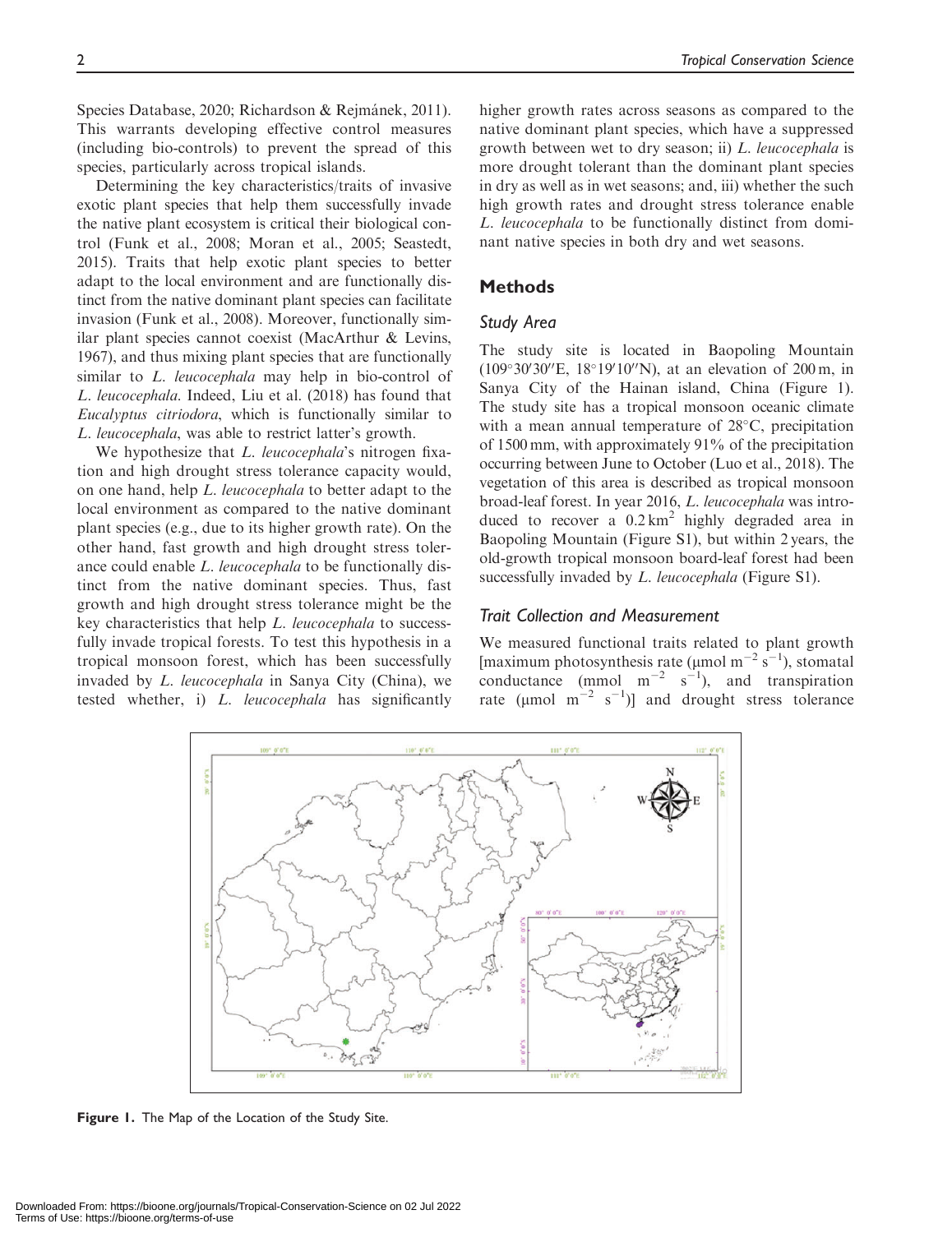Species Database, 2020; Richardson & Rejmánek, 2011). This warrants developing effective control measures (including bio-controls) to prevent the spread of this species, particularly across tropical islands.

Determining the key characteristics/traits of invasive exotic plant species that help them successfully invade the native plant ecosystem is critical their biological control (Funk et al., 2008; Moran et al., 2005; Seastedt, 2015). Traits that help exotic plant species to better adapt to the local environment and are functionally distinct from the native dominant plant species can facilitate invasion (Funk et al., 2008). Moreover, functionally similar plant species cannot coexist (MacArthur & Levins, 1967), and thus mixing plant species that are functionally similar to *L. leucocephala* may help in bio-control of *L. leucocephala*. Indeed, Liu et al. (2018) has found that *Eucalyptus citriodora*, which is functionally similar to *L. leucocephala*, was able to restrict latter's growth.

We hypothesize that *L. leucocephala*'s nitrogen fixation and high drought stress tolerance capacity would, on one hand, help *L. leucocephala* to better adapt to the local environment as compared to the native dominant plant species (e.g., due to its higher growth rate). On the other hand, fast growth and high drought stress tolerance could enable *L. leucocephala* to be functionally distinct from the native dominant species. Thus, fast growth and high drought stress tolerance might be the key characteristics that help *L. leucocephala* to successfully invade tropical forests. To test this hypothesis in a tropical monsoon forest, which has been successfully invaded by *L. leucocephala* in Sanya City (China), we tested whether, i) *L. leucocephala* has significantly higher growth rates across seasons as compared to the native dominant plant species, which have a suppressed growth between wet to dry season; ii) *L. leucocephala* is more drought tolerant than the dominant plant species in dry as well as in wet seasons; and, iii) whether the such high growth rates and drought stress tolerance enable *L. leucocephala* to be functionally distinct from dominant native species in both dry and wet seasons.

## Methods

### Study Area

The study site is located in Baopoling Mountain (109°30′30″E, 18°19′10″N), at an elevation of 200 m, in Sanya City of the Hainan island, China (Figure 1). The study site has a tropical monsoon oceanic climate with a mean annual temperature of 28°C, precipitation of 1500 mm, with approximately 91% of the precipitation occurring between June to October (Luo et al., 2018). The vegetation of this area is described as tropical monsoon broad-leaf forest. In year 2016, *L. leucocephala* was introduced to recover a 0.2 km$^2$ highly degraded area in Baopoling Mountain (Figure S1), but within 2 years, the old-growth tropical monsoon board-leaf forest had been successfully invaded by *L. leucocephala* (Figure S1).

### Trait Collection and Measurement

We measured functional traits related to plant growth [maximum photosynthesis rate (μmol m$^{-2}$ s$^{-1}$), stomatal conductance (mmol m$^{-2}$ s$^{-1}$), and transpiration rate (μmol m$^{-2}$ s$^{-1}$)] and drought stress tolerance

**Figure 1.** The Map of the Location of the Study Site.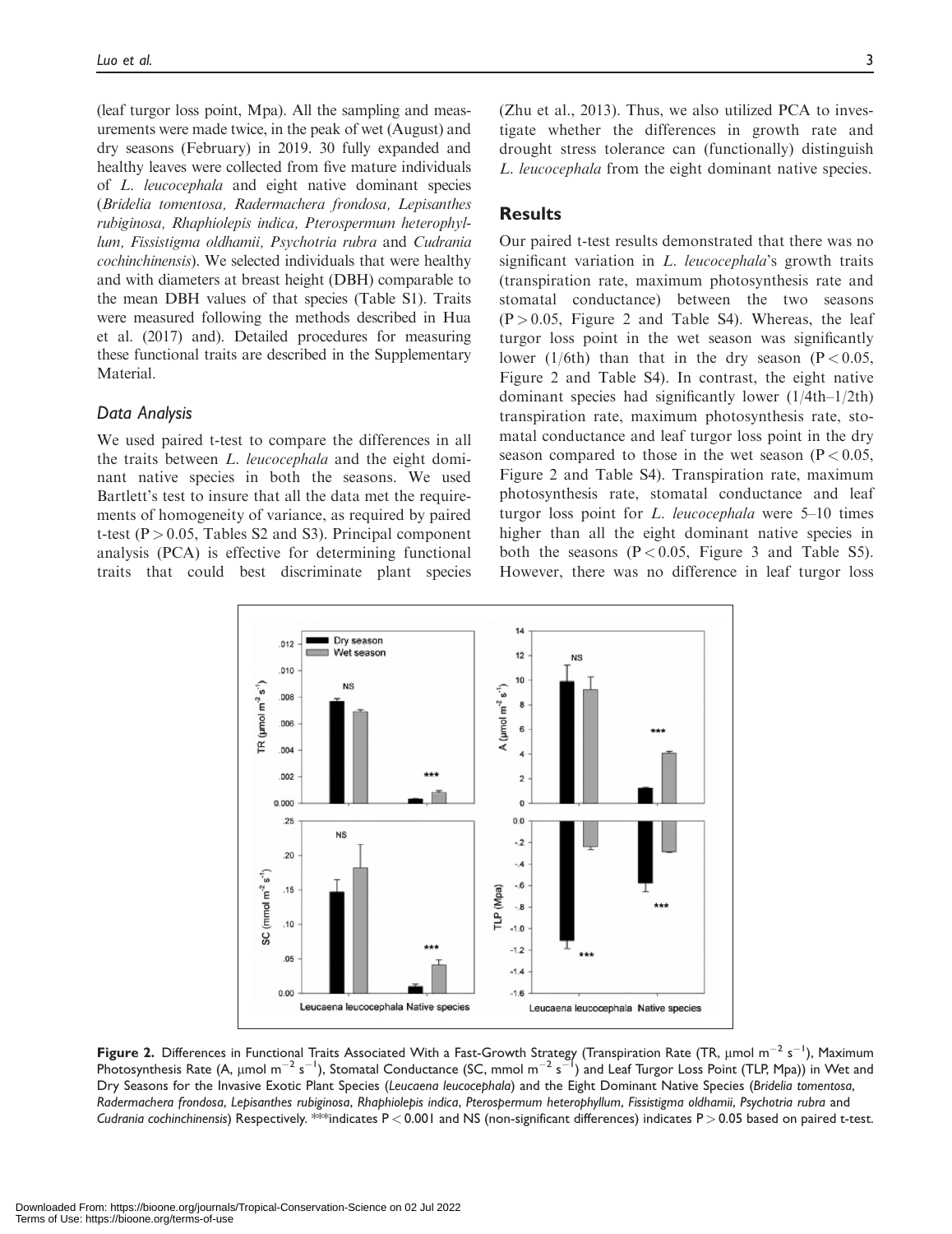(leaf turgor loss point, Mpa). All the sampling and measurements were made twice, in the peak of wet (August) and dry seasons (February) in 2019. 30 fully expanded and healthy leaves were collected from five mature individuals of *L. leucocephala* and eight native dominant species (*Bridelia tomentosa, Radermachera frondosa, Lepisanthes rubiginosa, Rhaphiolepis indica, Pterospermum heterophyllum, Fissistigma oldhamii, Psychotria rubra* and *Cudrania cochinchinensis*). We selected individuals that were healthy and with diameters at breast height (DBH) comparable to the mean DBH values of that species (Table S1). Traits were measured following the methods described in Hua et al. (2017) and). Detailed procedures for measuring these functional traits are described in the Supplementary Material.

### Data Analysis

We used paired t-test to compare the differences in all the traits between *L. leucocephala* and the eight dominant native species in both the seasons. We used Bartlett's test to insure that all the data met the requirements of homogeneity of variance, as required by paired t-test ($P > 0.05$, Tables S2 and S3). Principal component analysis (PCA) is effective for determining functional traits that could best discriminate plant species (Zhu et al., 2013). Thus, we also utilized PCA to investigate whether the differences in growth rate and drought stress tolerance can (functionally) distinguish *L. leucocephala* from the eight dominant native species.

## Results

Our paired t-test results demonstrated that there was no significant variation in *L. leucocephala*'s growth traits (transpiration rate, maximum photosynthesis rate and stomatal conductance) between the two seasons ($P > 0.05$, Figure 2 and Table S4). Whereas, the leaf turgor loss point in the wet season was significantly lower (1/6th) than that in the dry season ($P < 0.05$, Figure 2 and Table S4). In contrast, the eight native dominant species had significantly lower (1/4th–1/2th) transpiration rate, maximum photosynthesis rate, stomatal conductance and leaf turgor loss point in the dry season compared to those in the wet season ($P < 0.05$, Figure 2 and Table S4). Transpiration rate, maximum photosynthesis rate, stomatal conductance and leaf turgor loss point for *L. leucocephala* were 5–10 times higher than all the eight dominant native species in both the seasons ($P < 0.05$, Figure 3 and Table S5). However, there was no difference in leaf turgor loss

**Figure 2.** Differences in Functional Traits Associated With a Fast-Growth Strategy (Transpiration Rate (TR, $\mu$mol $m^{-2}$ $s^{-1}$), Maximum Photosynthesis Rate (A, $\mu$mol $m^{-2}$ $s^{-1}$), Stomatal Conductance (SC, mmol $m^{-2}$ $s^{-1}$) and Leaf Turgor Loss Point (TLP, Mpa)) in Wet and Dry Seasons for the Invasive Exotic Plant Species (*Leucaena leucocephala*) and the Eight Dominant Native Species (*Bridelia tomentosa, Radermachera frondosa, Lepisanthes rubiginosa, Rhaphiolepis indica, Pterospermum heterophyllum, Fissistigma oldhamii, Psychotria rubra* and *Cudrania cochinchinensis*) Respectively. ***indicates $P < 0.001$ and NS (non-significant differences) indicates $P > 0.05$ based on paired t-test.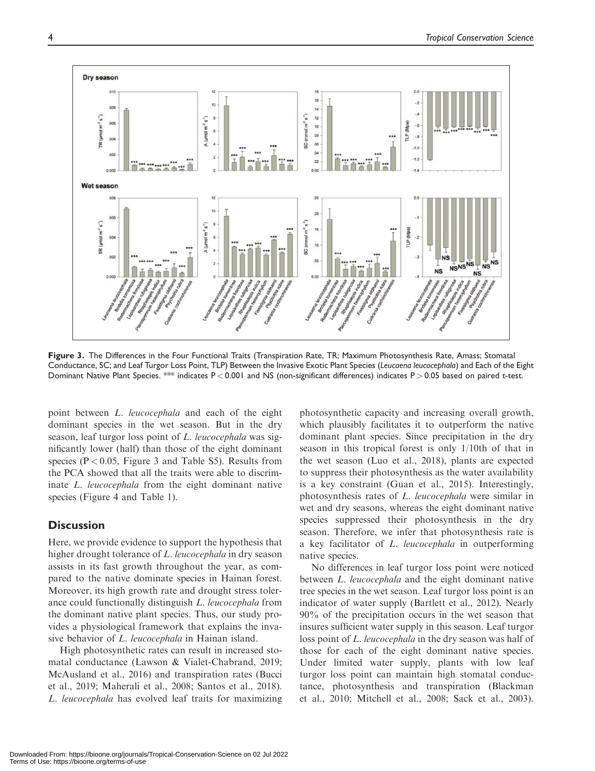Figure 3. The Differences in the Four Functional Traits (Transpiration Rate, TR; Maximum Photosynthesis Rate, Amass; Stomatal Conductance, SC; and Leaf Turgor Loss Point, TLP) Between the Invasive Exotic Plant Species (*Leucaena leucocephala*) and Each of the Eight Dominant Native Plant Species. *** indicates $P < 0.001$ and NS (non-significant differences) indicates $P > 0.05$ based on paired t-test.

point between *L. leucocephala* and each of the eight dominant species in the wet season. But in the dry season, leaf turgor loss point of *L. leucocephala* was significantly lower (half) than those of the eight dominant species ($P < 0.05$, Figure 3 and Table S5). Results from the PCA showed that all the traits were able to discriminate *L. leucocephala* from the eight dominant native species (Figure 4 and Table 1).

## Discussion

Here, we provide evidence to support the hypothesis that higher drought tolerance of *L. leucocephala* in dry season assists in its fast growth throughout the year, as compared to the native dominate species in Hainan forest. Moreover, its high growth rate and drought stress tolerance could functionally distinguish *L. leucocephala* from the dominant native plant species. Thus, our study provides a physiological framework that explains the invasive behavior of *L. leucocephala* in Hainan island.

High photosynthetic rates can result in increased stomatal conductance (Lawson & Vialet-Chabrand, 2019; McAusland et al., 2016) and transpiration rates (Bucci et al., 2019; Maherali et al., 2008; Santos et al., 2018). *L. leucocephala* has evolved leaf traits for maximizing photosynthetic capacity and increasing overall growth, which plausibly facilitates it to outperform the native dominant plant species. Since precipitation in the dry season in this tropical forest is only 1/10th of that in the wet season (Luo et al., 2018), plants are expected to suppress their photosynthesis as the water availability is a key constraint (Guan et al., 2015). Interestingly, photosynthesis rates of *L. leucocephala* were similar in wet and dry seasons, whereas the eight dominant native species suppressed their photosynthesis in the dry season. Therefore, we infer that photosynthesis rate is a key facilitator of *L. leucocephala* in outperforming native species.

No differences in leaf turgor loss point were noticed between *L. leucocephala* and the eight dominant native tree species in the wet season. Leaf turgor loss point is an indicator of water supply (Bartlett et al., 2012). Nearly 90% of the precipitation occurs in the wet season that insures sufficient water supply in this season. Leaf turgor loss point of *L. leucocephala* in the dry season was half of those for each of the eight dominant native species. Under limited water supply, plants with low leaf turgor loss point can maintain high stomatal conductance, photosynthesis and transpiration (Blackman et al., 2010; Mitchell et al., 2008; Sack et al., 2003).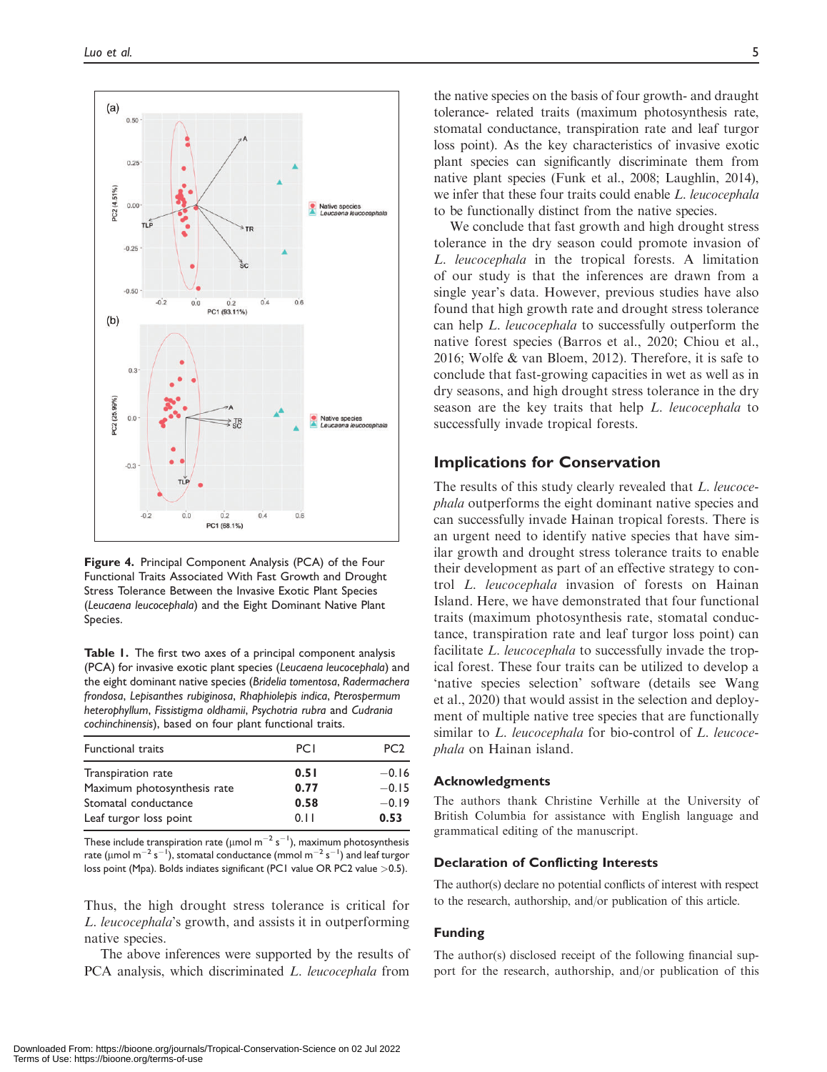Figure 4. Principal Component Analysis (PCA) of the Four Functional Traits Associated With Fast Growth and Drought Stress Tolerance Between the Invasive Exotic Plant Species (*Leucaena leucocephala*) and the Eight Dominant Native Plant Species.

Table 1. The first two axes of a principal component analysis (PCA) for invasive exotic plant species (*Leucaena leucocephala*) and the eight dominant native species (*Bridelia tomentosa*, *Radermachera frondosa*, *Lepisanthes rubiginosa*, *Rhaphiolepis indica*, *Pterospermum heterophyllum*, *Fissistigma oldhamii*, *Psychotria rubra* and *Cudrania cochinchinensis*), based on four plant functional traits.

| Functional traits | PC1 | PC2 |
|---|---|---|
| Transpiration rate | **0.51** | −0.16 |
| Maximum photosynthesis rate | **0.77** | −0.15 |
| Stomatal conductance | **0.58** | −0.19 |
| Leaf turgor loss point | 0.11 | **0.53** |

These include transpiration rate (μmol $m^{-2}$ $s^{-1}$), maximum photosynthesis rate (μmol $m^{-2}$ $s^{-1}$), stomatal conductance (mmol $m^{-2}$ $s^{-1}$) and leaf turgor loss point (Mpa). Bolds indicates significant (PC1 value OR PC2 value >0.5).

Thus, the high drought stress tolerance is critical for *L. leucocephala*'s growth, and assists it in outperforming native species.

The above inferences were supported by the results of PCA analysis, which discriminated *L. leucocephala* from the native species on the basis of four growth- and draught tolerance- related traits (maximum photosynthesis rate, stomatal conductance, transpiration rate and leaf turgor loss point). As the key characteristics of invasive exotic plant species can significantly discriminate them from native plant species (Funk et al., 2008; Laughlin, 2014), we infer that these four traits could enable *L. leucocephala* to be functionally distinct from the native species.

We conclude that fast growth and high drought stress tolerance in the dry season could promote invasion of *L. leucocephala* in the tropical forests. A limitation of our study is that the inferences are drawn from a single year's data. However, previous studies have also found that high growth rate and drought stress tolerance can help *L. leucocephala* to successfully outperform the native forest species (Barros et al., 2020; Chiou et al., 2016; Wolfe & van Bloem, 2012). Therefore, it is safe to conclude that fast-growing capacities in wet as well as in dry seasons, and high drought stress tolerance in the dry season are the key traits that help *L. leucocephala* to successfully invade tropical forests.

## Implications for Conservation

The results of this study clearly revealed that *L. leucocephala* outperforms the eight dominant native species and can successfully invade Hainan tropical forests. There is an urgent need to identify native species that have similar growth and drought stress tolerance traits to enable their development as part of an effective strategy to control *L. leucocephala* invasion of forests on Hainan Island. Here, we have demonstrated that four functional traits (maximum photosynthesis rate, stomatal conductance, transpiration rate and leaf turgor loss point) can facilitate *L. leucocephala* to successfully invade the tropical forest. These four traits can be utilized to develop a 'native species selection' software (details see Wang et al., 2020) that would assist in the selection and deployment of multiple native tree species that are functionally similar to *L. leucocephala* for bio-control of *L. leucocephala* on Hainan island.

## Acknowledgments

The authors thank Christine Verhille at the University of British Columbia for assistance with English language and grammatical editing of the manuscript.

## Declaration of Conflicting Interests

The author(s) declare no potential conflicts of interest with respect to the research, authorship, and/or publication of this article.

## Funding

The author(s) disclosed receipt of the following financial support for the research, authorship, and/or publication of this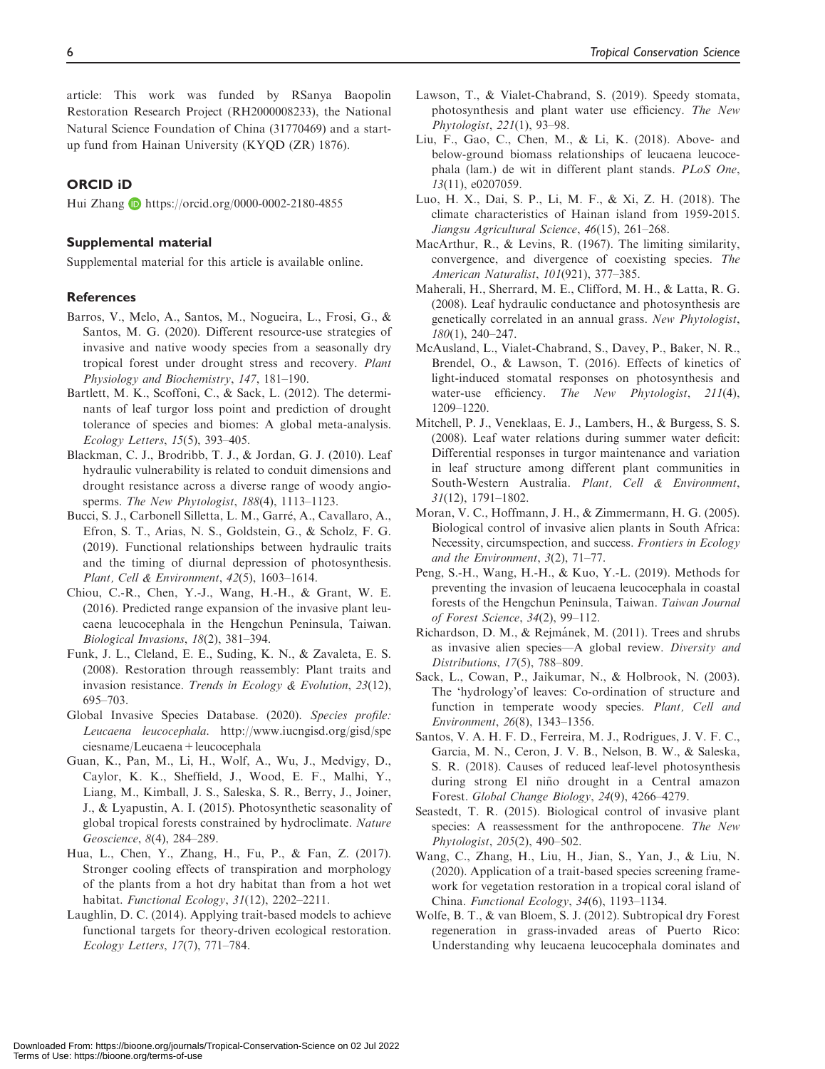article: This work was funded by RSanya Baopolin Restoration Research Project (RH2000008233), the National Natural Science Foundation of China (31770469) and a start-up fund from Hainan University (KYQD (ZR) 1876).

## ORCID iD

Hui Zhang https://orcid.org/0000-0002-2180-4855

### Supplemental material

Supplemental material for this article is available online.

### References

Barros, V., Melo, A., Santos, M., Nogueira, L., Frosi, G., & Santos, M. G. (2020). Different resource-use strategies of invasive and native woody species from a seasonally dry tropical forest under drought stress and recovery. *Plant Physiology and Biochemistry*, *147*, 181–190.

Bartlett, M. K., Scoffoni, C., & Sack, L. (2012). The determinants of leaf turgor loss point and prediction of drought tolerance of species and biomes: A global meta-analysis. *Ecology Letters*, *15*(5), 393–405.

Blackman, C. J., Brodribb, T. J., & Jordan, G. J. (2010). Leaf hydraulic vulnerability is related to conduit dimensions and drought resistance across a diverse range of woody angiosperms. *The New Phytologist*, *188*(4), 1113–1123.

Bucci, S. J., Carbonell Silletta, L. M., Garré, A., Cavallaro, A., Efron, S. T., Arias, N. S., Goldstein, G., & Scholz, F. G. (2019). Functional relationships between hydraulic traits and the timing of diurnal depression of photosynthesis. *Plant, Cell & Environment*, *42*(5), 1603–1614.

Chiou, C.-R., Chen, Y.-J., Wang, H.-H., & Grant, W. E. (2016). Predicted range expansion of the invasive plant leucaena leucocephala in the Hengchun Peninsula, Taiwan. *Biological Invasions*, *18*(2), 381–394.

Funk, J. L., Cleland, E. E., Suding, K. N., & Zavaleta, E. S. (2008). Restoration through reassembly: Plant traits and invasion resistance. *Trends in Ecology & Evolution*, *23*(12), 695–703.

Global Invasive Species Database. (2020). *Species profile: Leucaena leucocephala*. http://www.iucngisd.org/gisd/speciesname/Leucaena + leucocephala

Guan, K., Pan, M., Li, H., Wolf, A., Wu, J., Medvigy, D., Caylor, K. K., Sheffield, J., Wood, E. F., Malhi, Y., Liang, M., Kimball, J. S., Saleska, S. R., Berry, J., Joiner, J., & Lyapustin, A. I. (2015). Photosynthetic seasonality of global tropical forests constrained by hydroclimate. *Nature Geoscience*, *8*(4), 284–289.

Hua, L., Chen, Y., Zhang, H., Fu, P., & Fan, Z. (2017). Stronger cooling effects of transpiration and morphology of the plants from a hot dry habitat than from a hot wet habitat. *Functional Ecology*, *31*(12), 2202–2211.

Laughlin, D. C. (2014). Applying trait-based models to achieve functional targets for theory-driven ecological restoration. *Ecology Letters*, *17*(7), 771–784.

Lawson, T., & Vialet-Chabrand, S. (2019). Speedy stomata, photosynthesis and plant water use efficiency. *The New Phytologist*, *221*(1), 93–98.

Liu, F., Gao, C., Chen, M., & Li, K. (2018). Above- and below-ground biomass relationships of leucaena leucocephala (lam.) de wit in different plant stands. *PLoS One*, *13*(11), e0207059.

Luo, H. X., Dai, S. P., Li, M. F., & Xi, Z. H. (2018). The climate characteristics of Hainan island from 1959-2015. *Jiangsu Agricultural Science*, *46*(15), 261–268.

MacArthur, R., & Levins, R. (1967). The limiting similarity, convergence, and divergence of coexisting species. *The American Naturalist*, *101*(921), 377–385.

Maherali, H., Sherrard, M. E., Clifford, M. H., & Latta, R. G. (2008). Leaf hydraulic conductance and photosynthesis are genetically correlated in an annual grass. *New Phytologist*, *180*(1), 240–247.

McAusland, L., Vialet-Chabrand, S., Davey, P., Baker, N. R., Brendel, O., & Lawson, T. (2016). Effects of kinetics of light-induced stomatal responses on photosynthesis and water-use efficiency. *The New Phytologist*, *211*(4), 1209–1220.

Mitchell, P. J., Veneklaas, E. J., Lambers, H., & Burgess, S. S. (2008). Leaf water relations during summer water deficit: Differential responses in turgor maintenance and variation in leaf structure among different plant communities in South-Western Australia. *Plant, Cell & Environment*, *31*(12), 1791–1802.

Moran, V. C., Hoffmann, J. H., & Zimmermann, H. G. (2005). Biological control of invasive alien plants in South Africa: Necessity, circumspection, and success. *Frontiers in Ecology and the Environment*, *3*(2), 71–77.

Peng, S.-H., Wang, H.-H., & Kuo, Y.-L. (2019). Methods for preventing the invasion of leucaena leucocephala in coastal forests of the Hengchun Peninsula, Taiwan. *Taiwan Journal of Forest Science*, *34*(2), 99–112.

Richardson, D. M., & Rejmánek, M. (2011). Trees and shrubs as invasive alien species—A global review. *Diversity and Distributions*, *17*(5), 788–809.

Sack, L., Cowan, P., Jaikumar, N., & Holbrook, N. (2003). The 'hydrology'of leaves: Co-ordination of structure and function in temperate woody species. *Plant, Cell and Environment*, *26*(8), 1343–1356.

Santos, V. A. H. F. D., Ferreira, M. J., Rodrigues, J. V. F. C., Garcia, M. N., Ceron, J. V. B., Nelson, B. W., & Saleska, S. R. (2018). Causes of reduced leaf-level photosynthesis during strong El niño drought in a Central amazon Forest. *Global Change Biology*, *24*(9), 4266–4279.

Seastedt, T. R. (2015). Biological control of invasive plant species: A reassessment for the anthropocene. *The New Phytologist*, *205*(2), 490–502.

Wang, C., Zhang, H., Liu, H., Jian, S., Yan, J., & Liu, N. (2020). Application of a trait-based species screening framework for vegetation restoration in a tropical coral island of China. *Functional Ecology*, *34*(6), 1193–1134.

Wolfe, B. T., & van Bloem, S. J. (2012). Subtropical dry Forest regeneration in grass-invaded areas of Puerto Rico: Understanding why leucaena leucocephala dominates and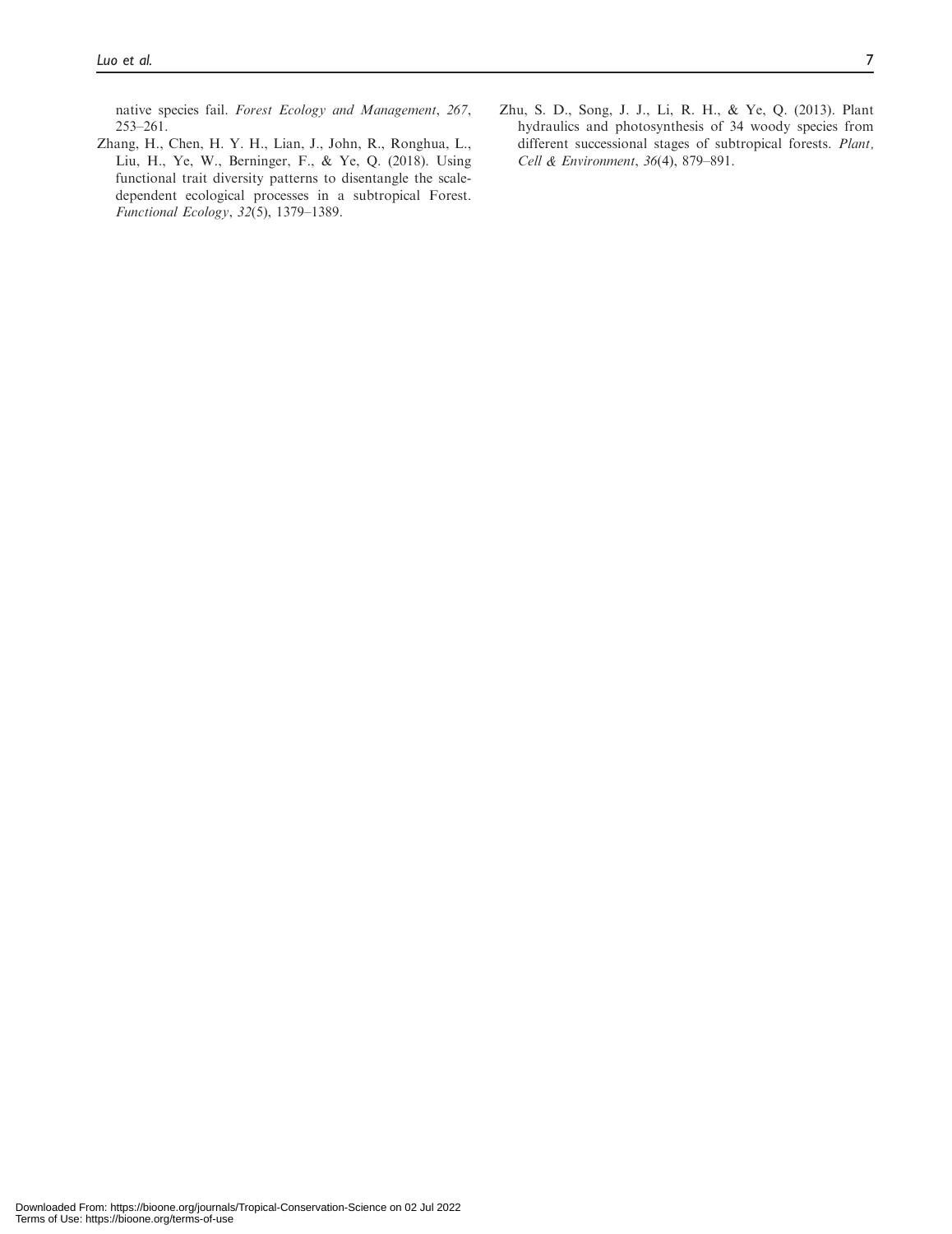native species fail. *Forest Ecology and Management*, *267*, 253–261.

Zhang, H., Chen, H. Y. H., Lian, J., John, R., Ronghua, L., Liu, H., Ye, W., Berninger, F., & Ye, Q. (2018). Using functional trait diversity patterns to disentangle the scale-dependent ecological processes in a subtropical Forest. *Functional Ecology*, *32*(5), 1379–1389.

Zhu, S. D., Song, J. J., Li, R. H., & Ye, Q. (2013). Plant hydraulics and photosynthesis of 34 woody species from different successional stages of subtropical forests. *Plant, Cell & Environment*, *36*(4), 879–891.